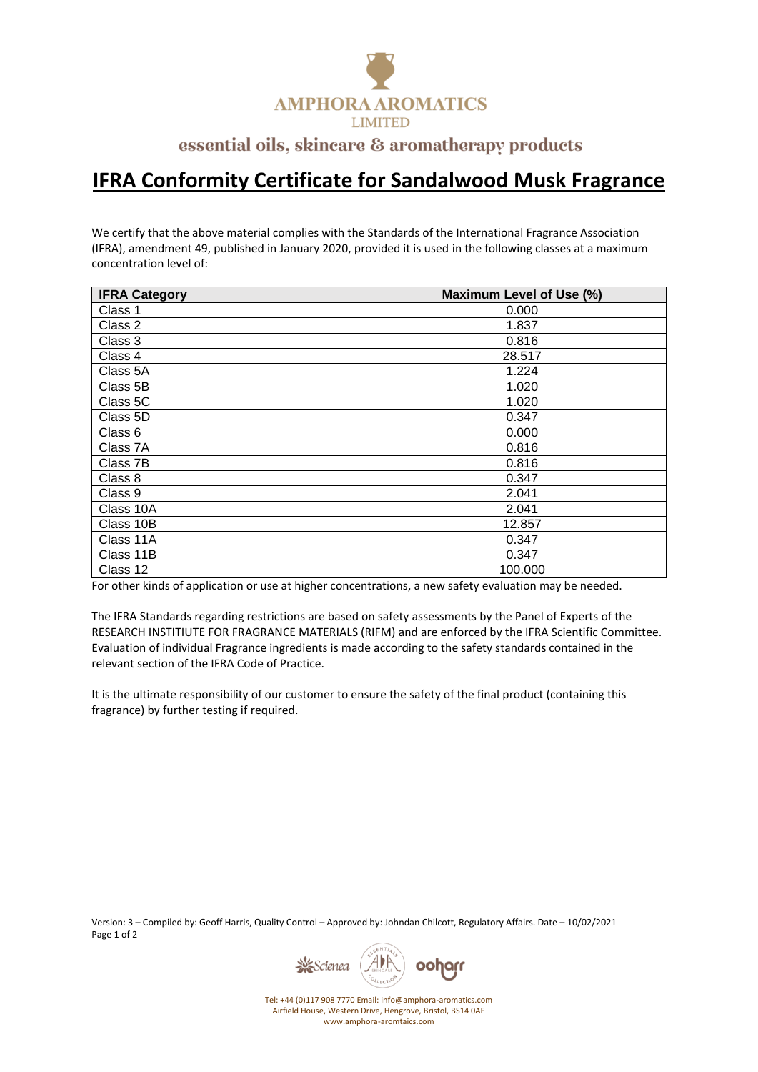AMPHORA AROMATICS
LIMITED

essential oils, skincare & aromatherapy products

# IFRA Conformity Certificate for Sandalwood Musk Fragrance

We certify that the above material complies with the Standards of the International Fragrance Association (IFRA), amendment 49, published in January 2020, provided it is used in the following classes at a maximum concentration level of:

| IFRA Category | Maximum Level of Use (%) |
|---|---|
| Class 1 | 0.000 |
| Class 2 | 1.837 |
| Class 3 | 0.816 |
| Class 4 | 28.517 |
| Class 5A | 1.224 |
| Class 5B | 1.020 |
| Class 5C | 1.020 |
| Class 5D | 0.347 |
| Class 6 | 0.000 |
| Class 7A | 0.816 |
| Class 7B | 0.816 |
| Class 8 | 0.347 |
| Class 9 | 2.041 |
| Class 10A | 2.041 |
| Class 10B | 12.857 |
| Class 11A | 0.347 |
| Class 11B | 0.347 |
| Class 12 | 100.000 |

For other kinds of application or use at higher concentrations, a new safety evaluation may be needed.

The IFRA Standards regarding restrictions are based on safety assessments by the Panel of Experts of the RESEARCH INSTITUTE FOR FRAGRANCE MATERIALS (RIFM) and are enforced by the IFRA Scientific Committee. Evaluation of individual Fragrance ingredients is made according to the safety standards contained in the relevant section of the IFRA Code of Practice.

It is the ultimate responsibility of our customer to ensure the safety of the final product (containing this fragrance) by further testing if required.

Version: 3 – Compiled by: Geoff Harris, Quality Control – Approved by: Johndan Chilcott, Regulatory Affairs. Date – 10/02/2021

Tel: +44 (0)117 908 7770 Email: info@amphora-aromatics.com
Airfield House, Western Drive, Hengrove, Bristol, BS14 0AF
www.amphora-aromtaics.com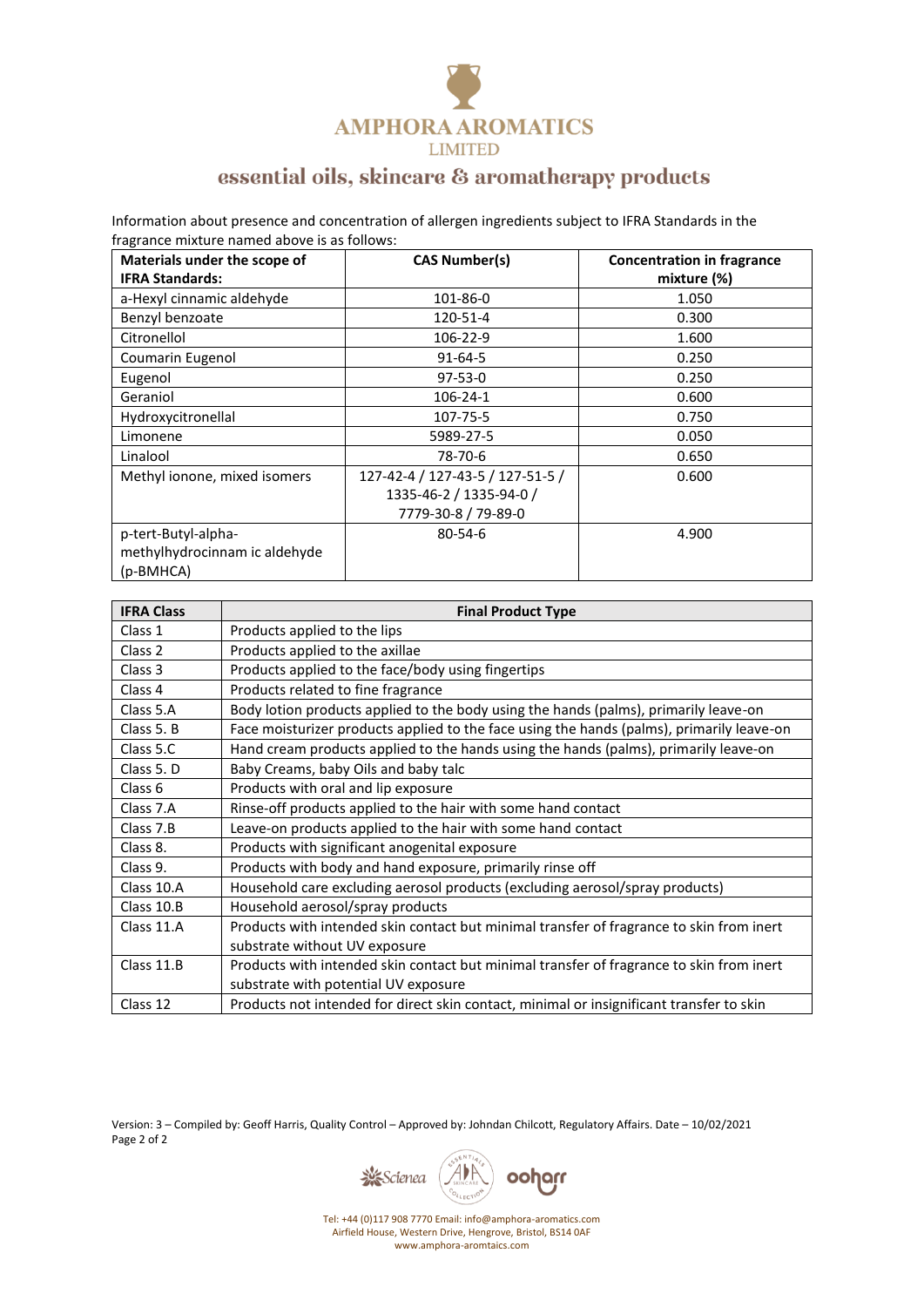**AMPHORA AROMATICS LIMITED**

**essential oils, skincare & aromatherapy products**

Information about presence and concentration of allergen ingredients subject to IFRA Standards in the fragrance mixture named above is as follows:

| Materials under the scope of IFRA Standards: | CAS Number(s) | Concentration in fragrance mixture (%) |
|---|---|---|
| a-Hexyl cinnamic aldehyde | 101-86-0 | 1.050 |
| Benzyl benzoate | 120-51-4 | 0.300 |
| Citronellol | 106-22-9 | 1.600 |
| Coumarin Eugenol | 91-64-5 | 0.250 |
| Eugenol | 97-53-0 | 0.250 |
| Geraniol | 106-24-1 | 0.600 |
| Hydroxycitronellal | 107-75-5 | 0.750 |
| Limonene | 5989-27-5 | 0.050 |
| Linalool | 78-70-6 | 0.650 |
| Methyl ionone, mixed isomers | 127-42-4 / 127-43-5 / 127-51-5 / 1335-46-2 / 1335-94-0 / 7779-30-8 / 79-89-0 | 0.600 |
| p-tert-Butyl-alpha-methylhydrocinnam ic aldehyde (p-BMHCA) | 80-54-6 | 4.900 |

| IFRA Class | Final Product Type |
|---|---|
| Class 1 | Products applied to the lips |
| Class 2 | Products applied to the axillae |
| Class 3 | Products applied to the face/body using fingertips |
| Class 4 | Products related to fine fragrance |
| Class 5.A | Body lotion products applied to the body using the hands (palms), primarily leave-on |
| Class 5. B | Face moisturizer products applied to the face using the hands (palms), primarily leave-on |
| Class 5.C | Hand cream products applied to the hands using the hands (palms), primarily leave-on |
| Class 5. D | Baby Creams, baby Oils and baby talc |
| Class 6 | Products with oral and lip exposure |
| Class 7.A | Rinse-off products applied to the hair with some hand contact |
| Class 7.B | Leave-on products applied to the hair with some hand contact |
| Class 8. | Products with significant anogenital exposure |
| Class 9. | Products with body and hand exposure, primarily rinse off |
| Class 10.A | Household care excluding aerosol products (excluding aerosol/spray products) |
| Class 10.B | Household aerosol/spray products |
| Class 11.A | Products with intended skin contact but minimal transfer of fragrance to skin from inert substrate without UV exposure |
| Class 11.B | Products with intended skin contact but minimal transfer of fragrance to skin from inert substrate with potential UV exposure |
| Class 12 | Products not intended for direct skin contact, minimal or insignificant transfer to skin |

Version: 3 – Compiled by: Geoff Harris, Quality Control – Approved by: Johndan Chilcott, Regulatory Affairs. Date – 10/02/2021

Tel: +44 (0)117 908 7770 Email: info@amphora-aromatics.com
Airfield House, Western Drive, Hengrove, Bristol, BS14 0AF
www.amphora-aromtaics.com